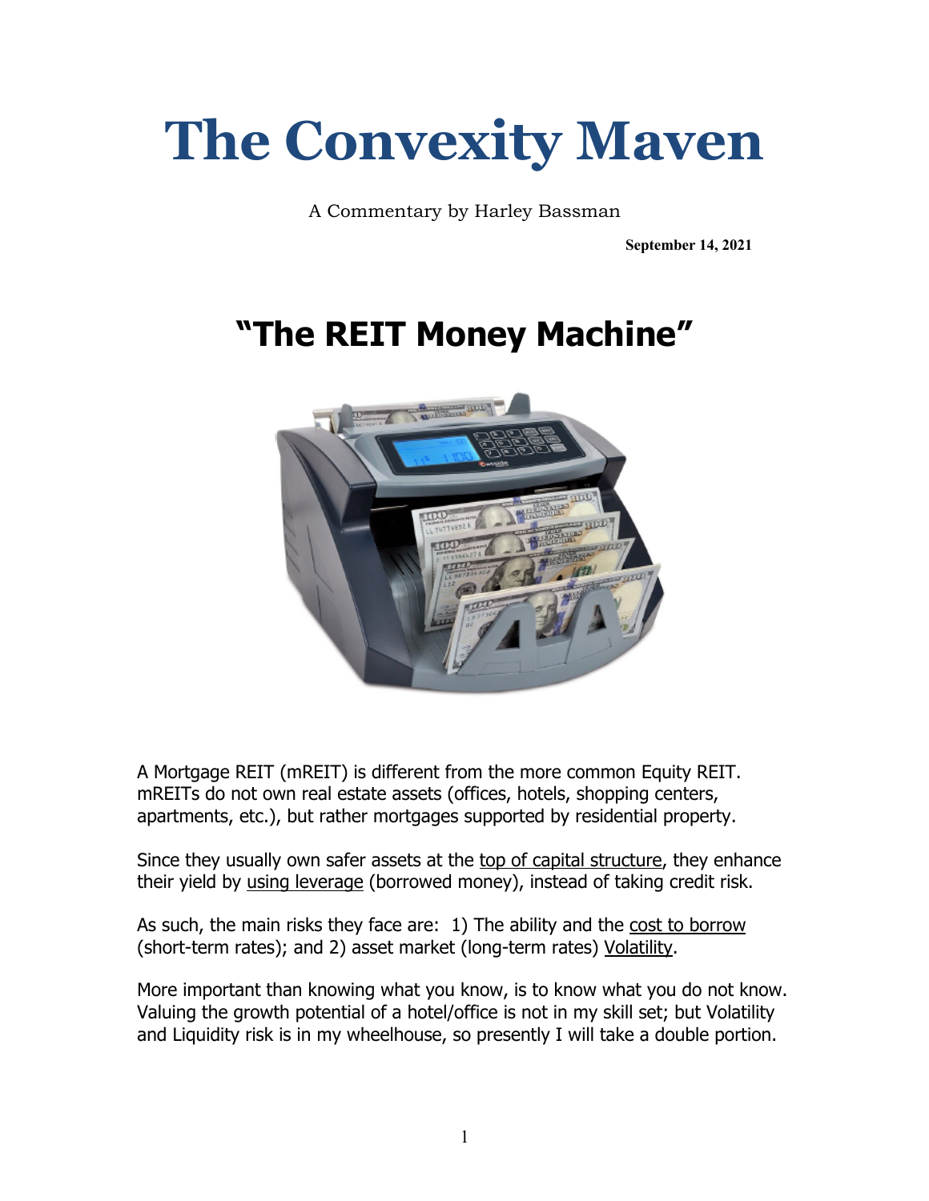# The Convexity Maven

A Commentary by Harley Bassman

**September 14, 2021**

## "The REIT Money Machine"

A Mortgage REIT (mREIT) is different from the more common Equity REIT. mREITs do not own real estate assets (offices, hotels, shopping centers, apartments, etc.), but rather mortgages supported by residential property.

Since they usually own safer assets at the top of capital structure, they enhance their yield by using leverage (borrowed money), instead of taking credit risk.

As such, the main risks they face are: 1) The ability and the cost to borrow (short-term rates); and 2) asset market (long-term rates) Volatility.

More important than knowing what you know, is to know what you do not know. Valuing the growth potential of a hotel/office is not in my skill set; but Volatility and Liquidity risk is in my wheelhouse, so presently I will take a double portion.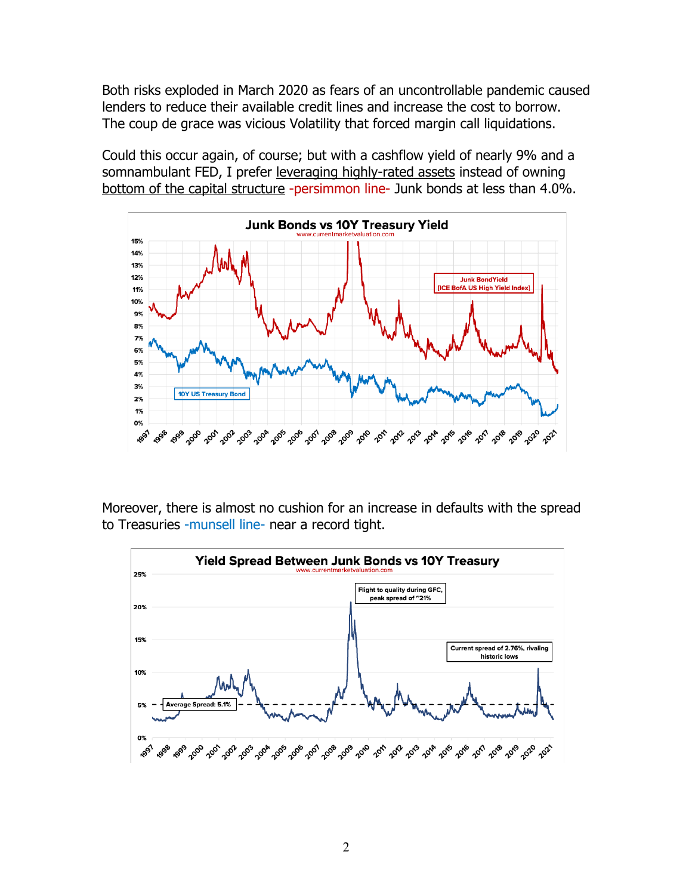Both risks exploded in March 2020 as fears of an uncontrollable pandemic caused lenders to reduce their available credit lines and increase the cost to borrow. The coup de grace was vicious Volatility that forced margin call liquidations.

Could this occur again, of course; but with a cashflow yield of nearly 9% and a somnambulant FED, I prefer leveraging highly-rated assets instead of owning bottom of the capital structure -persimmon line- Junk bonds at less than 4.0%.

Moreover, there is almost no cushion for an increase in defaults with the spread to Treasuries -munsell line- near a record tight.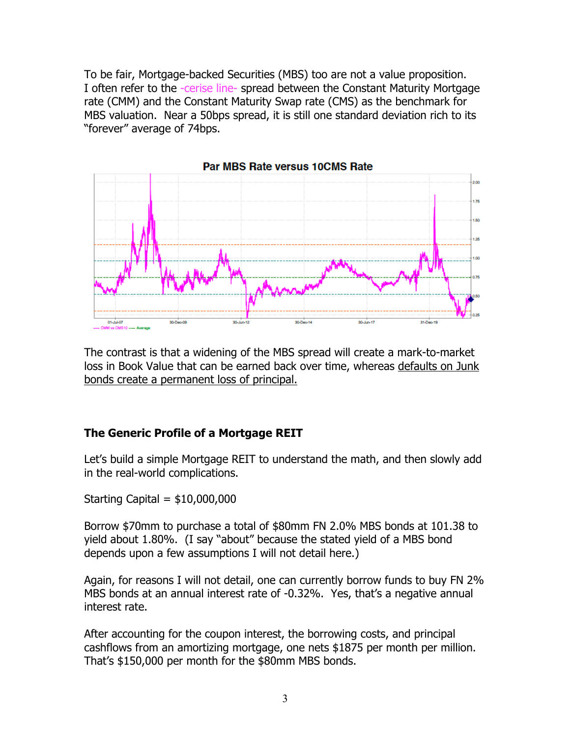To be fair, Mortgage-backed Securities (MBS) too are not a value proposition. I often refer to the -cerise line- spread between the Constant Maturity Mortgage rate (CMM) and the Constant Maturity Swap rate (CMS) as the benchmark for MBS valuation. Near a 50bps spread, it is still one standard deviation rich to its "forever" average of 74bps.

The contrast is that a widening of the MBS spread will create a mark-to-market loss in Book Value that can be earned back over time, whereas defaults on Junk bonds create a permanent loss of principal.

## The Generic Profile of a Mortgage REIT

Let's build a simple Mortgage REIT to understand the math, and then slowly add in the real-world complications.

Starting Capital = $10,000,000

Borrow $70mm to purchase a total of $80mm FN 2.0% MBS bonds at 101.38 to yield about 1.80%. (I say "about" because the stated yield of a MBS bond depends upon a few assumptions I will not detail here.)

Again, for reasons I will not detail, one can currently borrow funds to buy FN 2% MBS bonds at an annual interest rate of -0.32%. Yes, that's a negative annual interest rate.

After accounting for the coupon interest, the borrowing costs, and principal cashflows from an amortizing mortgage, one nets $1875 per month per million. That's $150,000 per month for the $80mm MBS bonds.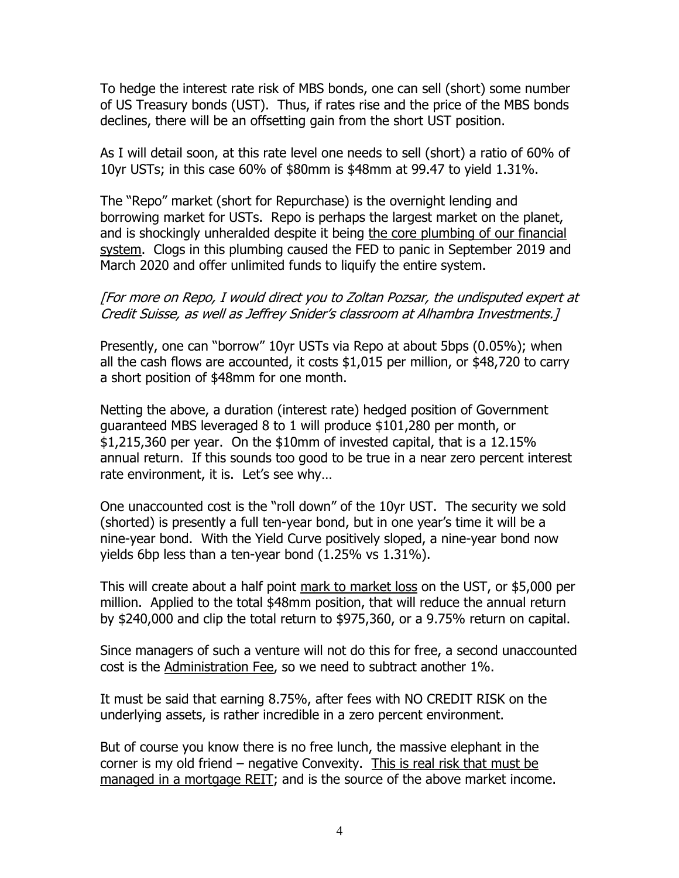To hedge the interest rate risk of MBS bonds, one can sell (short) some number of US Treasury bonds (UST). Thus, if rates rise and the price of the MBS bonds declines, there will be an offsetting gain from the short UST position.

As I will detail soon, at this rate level one needs to sell (short) a ratio of 60% of 10yr USTs; in this case 60% of $80mm is $48mm at 99.47 to yield 1.31%.

The "Repo" market (short for Repurchase) is the overnight lending and borrowing market for USTs. Repo is perhaps the largest market on the planet, and is shockingly unheralded despite it being <u>the core plumbing of our financial system</u>. Clogs in this plumbing caused the FED to panic in September 2019 and March 2020 and offer unlimited funds to liquify the entire system.

*[For more on Repo, I would direct you to Zoltan Pozsar, the undisputed expert at Credit Suisse, as well as Jeffrey Snider's classroom at Alhambra Investments.]*

Presently, one can "borrow" 10yr USTs via Repo at about 5bps (0.05%); when all the cash flows are accounted, it costs $1,015 per million, or $48,720 to carry a short position of $48mm for one month.

Netting the above, a duration (interest rate) hedged position of Government guaranteed MBS leveraged 8 to 1 will produce $101,280 per month, or $1,215,360 per year. On the $10mm of invested capital, that is a 12.15% annual return. If this sounds too good to be true in a near zero percent interest rate environment, it is. Let's see why…

One unaccounted cost is the "roll down" of the 10yr UST. The security we sold (shorted) is presently a full ten-year bond, but in one year's time it will be a nine-year bond. With the Yield Curve positively sloped, a nine-year bond now yields 6bp less than a ten-year bond (1.25% vs 1.31%).

This will create about a half point <u>mark to market loss</u> on the UST, or $5,000 per million. Applied to the total $48mm position, that will reduce the annual return by $240,000 and clip the total return to $975,360, or a 9.75% return on capital.

Since managers of such a venture will not do this for free, a second unaccounted cost is the <u>Administration Fee</u>, so we need to subtract another 1%.

It must be said that earning 8.75%, after fees with NO CREDIT RISK on the underlying assets, is rather incredible in a zero percent environment.

But of course you know there is no free lunch, the massive elephant in the corner is my old friend – negative Convexity. <u>This is real risk that must be managed in a mortgage REIT</u>; and is the source of the above market income.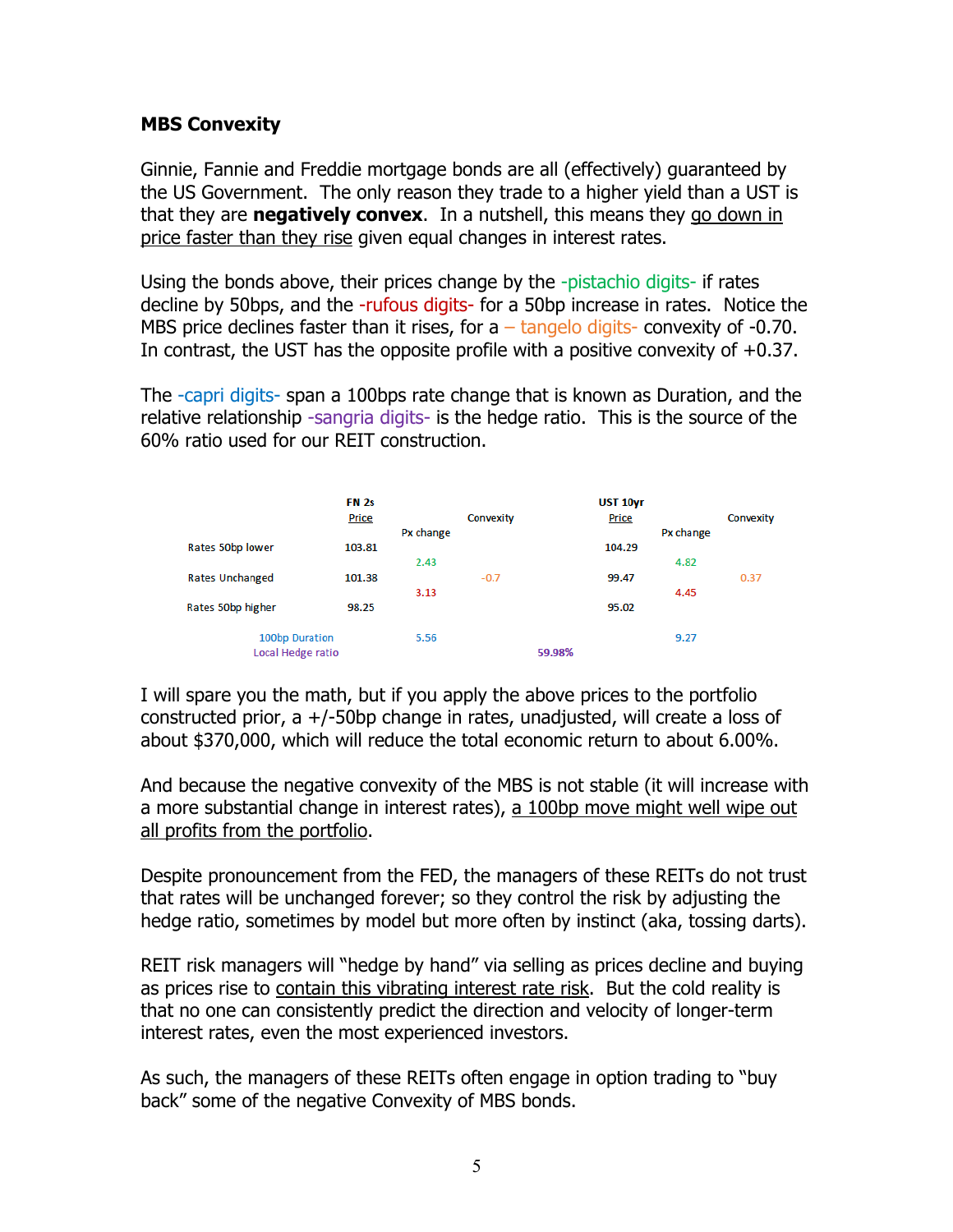**MBS Convexity**

Ginnie, Fannie and Freddie mortgage bonds are all (effectively) guaranteed by the US Government. The only reason they trade to a higher yield than a UST is that they are **negatively convex**. In a nutshell, this means they go down in price faster than they rise given equal changes in interest rates.

Using the bonds above, their prices change by the -pistachio digits- if rates decline by 50bps, and the -rufous digits- for a 50bp increase in rates. Notice the MBS price declines faster than it rises, for a – tangelo digits- convexity of -0.70. In contrast, the UST has the opposite profile with a positive convexity of +0.37.

The -capri digits- span a 100bps rate change that is known as Duration, and the relative relationship -sangria digits- is the hedge ratio. This is the source of the 60% ratio used for our REIT construction.

| | FN 2s Price | Px change | Convexity | | UST 10yr Price | Px change | Convexity |
|---|---|---|---|---|---|---|---|
| Rates 50bp lower | 103.81 | | | | 104.29 | | |
| | | 2.43 | | | | 4.82 | |
| Rates Unchanged | 101.38 | | -0.7 | | 99.47 | | 0.37 |
| | | 3.13 | | | | 4.45 | |
| Rates 50bp higher | 98.25 | | | | 95.02 | | |
| 100bp Duration | | 5.56 | | | | 9.27 | |
| Local Hedge ratio | | | | 59.98% | | | |

I will spare you the math, but if you apply the above prices to the portfolio constructed prior, a +/-50bp change in rates, unadjusted, will create a loss of about $370,000, which will reduce the total economic return to about 6.00%.

And because the negative convexity of the MBS is not stable (it will increase with a more substantial change in interest rates), a 100bp move might well wipe out all profits from the portfolio.

Despite pronouncement from the FED, the managers of these REITs do not trust that rates will be unchanged forever; so they control the risk by adjusting the hedge ratio, sometimes by model but more often by instinct (aka, tossing darts).

REIT risk managers will "hedge by hand" via selling as prices decline and buying as prices rise to contain this vibrating interest rate risk. But the cold reality is that no one can consistently predict the direction and velocity of longer-term interest rates, even the most experienced investors.

As such, the managers of these REITs often engage in option trading to "buy back" some of the negative Convexity of MBS bonds.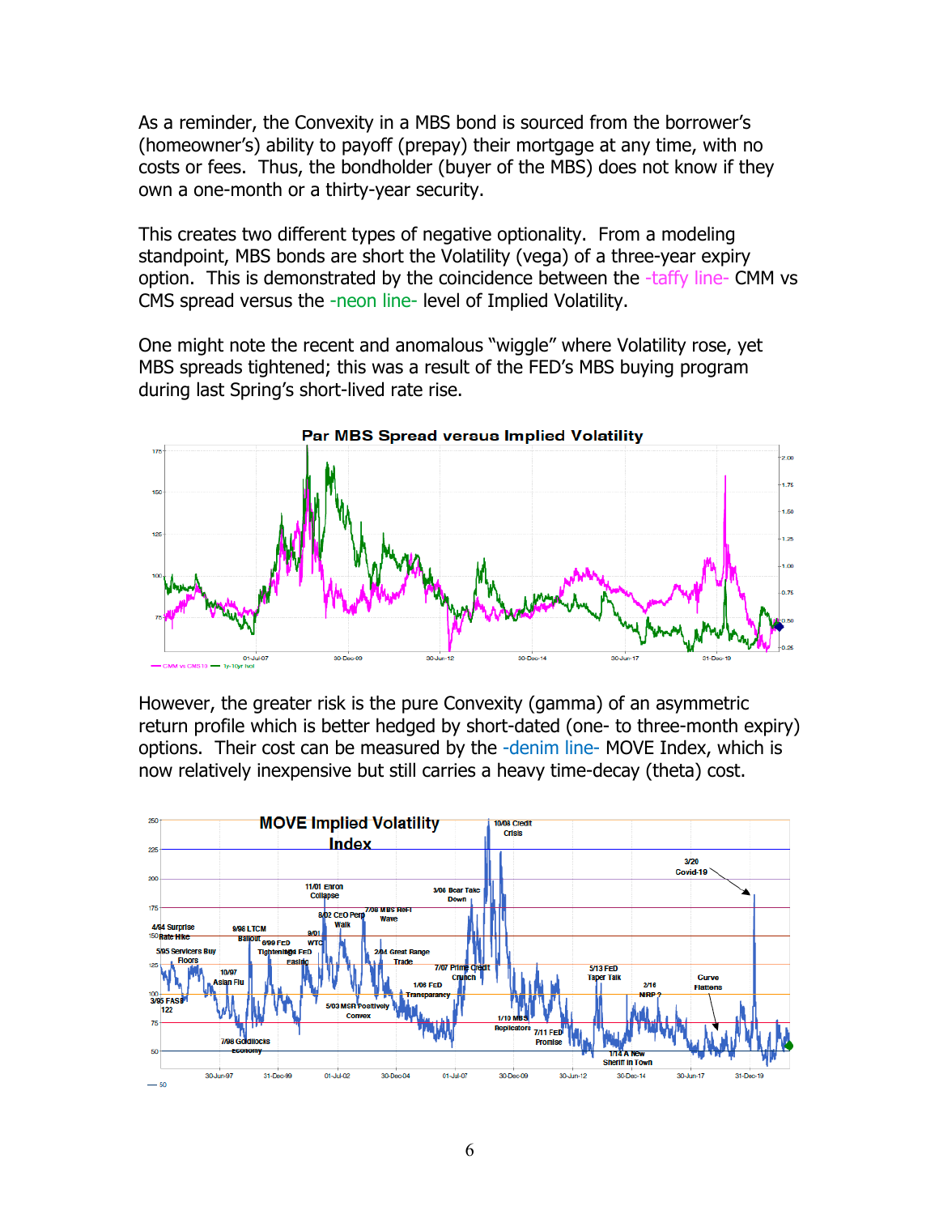As a reminder, the Convexity in a MBS bond is sourced from the borrower's (homeowner's) ability to payoff (prepay) their mortgage at any time, with no costs or fees. Thus, the bondholder (buyer of the MBS) does not know if they own a one-month or a thirty-year security.

This creates two different types of negative optionality. From a modeling standpoint, MBS bonds are short the Volatility (vega) of a three-year expiry option. This is demonstrated by the coincidence between the -taffy line- CMM vs CMS spread versus the -neon line- level of Implied Volatility.

One might note the recent and anomalous "wiggle" where Volatility rose, yet MBS spreads tightened; this was a result of the FED's MBS buying program during last Spring's short-lived rate rise.

However, the greater risk is the pure Convexity (gamma) of an asymmetric return profile which is better hedged by short-dated (one- to three-month expiry) options. Their cost can be measured by the -denim line- MOVE Index, which is now relatively inexpensive but still carries a heavy time-decay (theta) cost.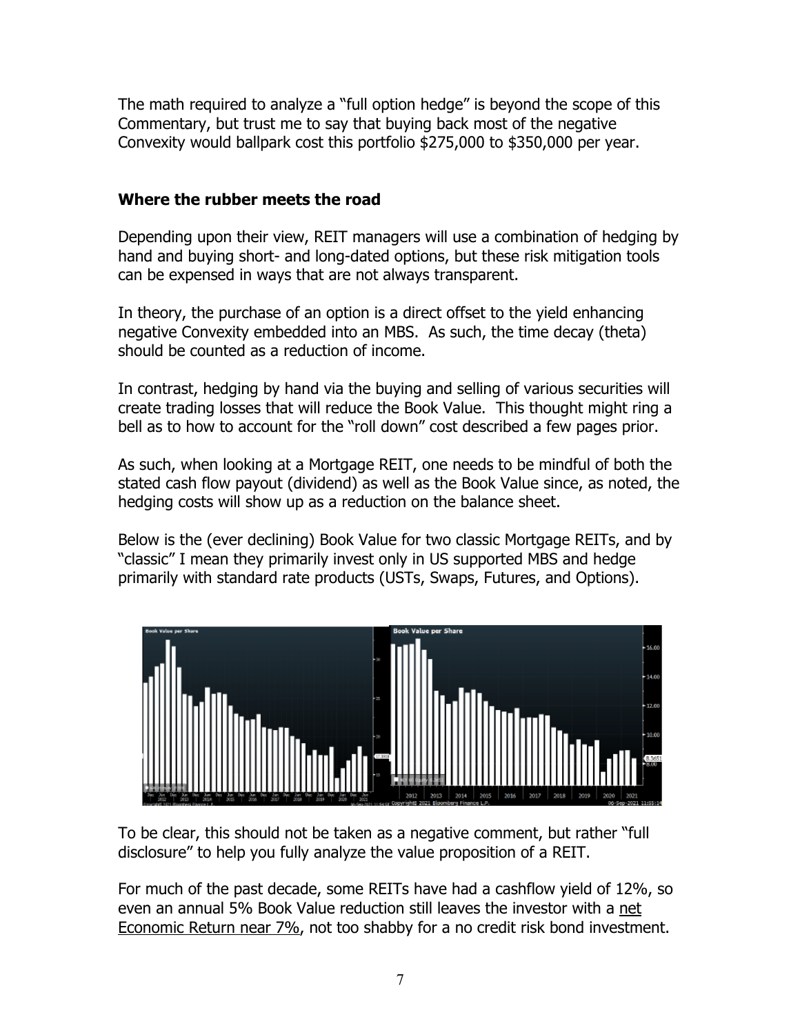The math required to analyze a "full option hedge" is beyond the scope of this Commentary, but trust me to say that buying back most of the negative Convexity would ballpark cost this portfolio $275,000 to $350,000 per year.

### Where the rubber meets the road

Depending upon their view, REIT managers will use a combination of hedging by hand and buying short- and long-dated options, but these risk mitigation tools can be expensed in ways that are not always transparent.

In theory, the purchase of an option is a direct offset to the yield enhancing negative Convexity embedded into an MBS. As such, the time decay (theta) should be counted as a reduction of income.

In contrast, hedging by hand via the buying and selling of various securities will create trading losses that will reduce the Book Value. This thought might ring a bell as to how to account for the "roll down" cost described a few pages prior.

As such, when looking at a Mortgage REIT, one needs to be mindful of both the stated cash flow payout (dividend) as well as the Book Value since, as noted, the hedging costs will show up as a reduction on the balance sheet.

Below is the (ever declining) Book Value for two classic Mortgage REITs, and by "classic" I mean they primarily invest only in US supported MBS and hedge primarily with standard rate products (USTs, Swaps, Futures, and Options).

To be clear, this should not be taken as a negative comment, but rather "full disclosure" to help you fully analyze the value proposition of a REIT.

For much of the past decade, some REITs have had a cashflow yield of 12%, so even an annual 5% Book Value reduction still leaves the investor with a net Economic Return near 7%, not too shabby for a no credit risk bond investment.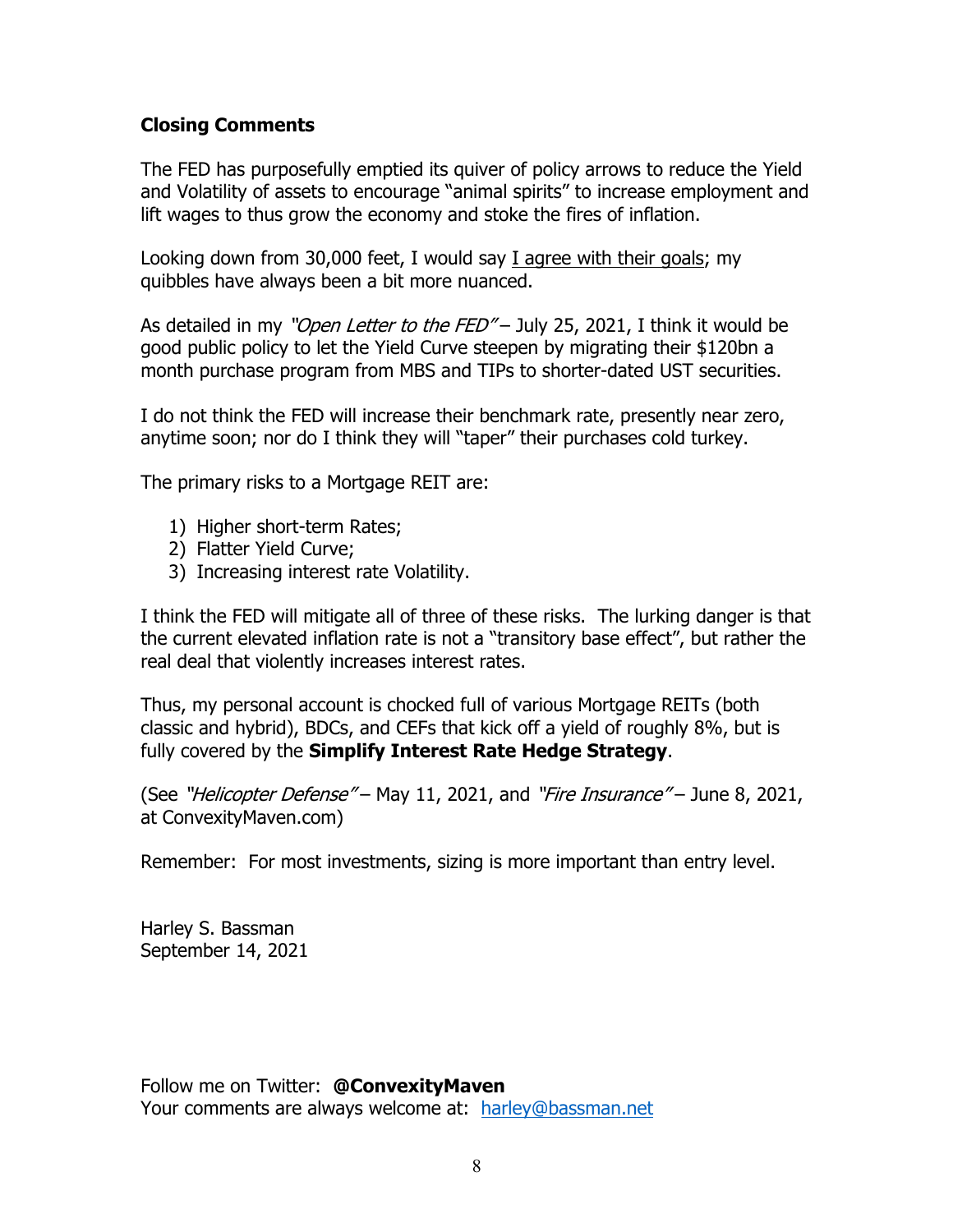**Closing Comments**

The FED has purposefully emptied its quiver of policy arrows to reduce the Yield and Volatility of assets to encourage "animal spirits" to increase employment and lift wages to thus grow the economy and stoke the fires of inflation.

Looking down from 30,000 feet, I would say <u>I agree with their goals</u>; my quibbles have always been a bit more nuanced.

As detailed in my *"Open Letter to the FED"* – July 25, 2021, I think it would be good public policy to let the Yield Curve steepen by migrating their $120bn a month purchase program from MBS and TIPs to shorter-dated UST securities.

I do not think the FED will increase their benchmark rate, presently near zero, anytime soon; nor do I think they will "taper" their purchases cold turkey.

The primary risks to a Mortgage REIT are:

1) Higher short-term Rates;
2) Flatter Yield Curve;
3) Increasing interest rate Volatility.

I think the FED will mitigate all of three of these risks. The lurking danger is that the current elevated inflation rate is not a "transitory base effect", but rather the real deal that violently increases interest rates.

Thus, my personal account is chocked full of various Mortgage REITs (both classic and hybrid), BDCs, and CEFs that kick off a yield of roughly 8%, but is fully covered by the **Simplify Interest Rate Hedge Strategy**.

(See *"Helicopter Defense"* – May 11, 2021, and *"Fire Insurance"* – June 8, 2021, at ConvexityMaven.com)

Remember: For most investments, sizing is more important than entry level.

Harley S. Bassman
September 14, 2021

Follow me on Twitter: **@ConvexityMaven**
Your comments are always welcome at: harley@bassman.net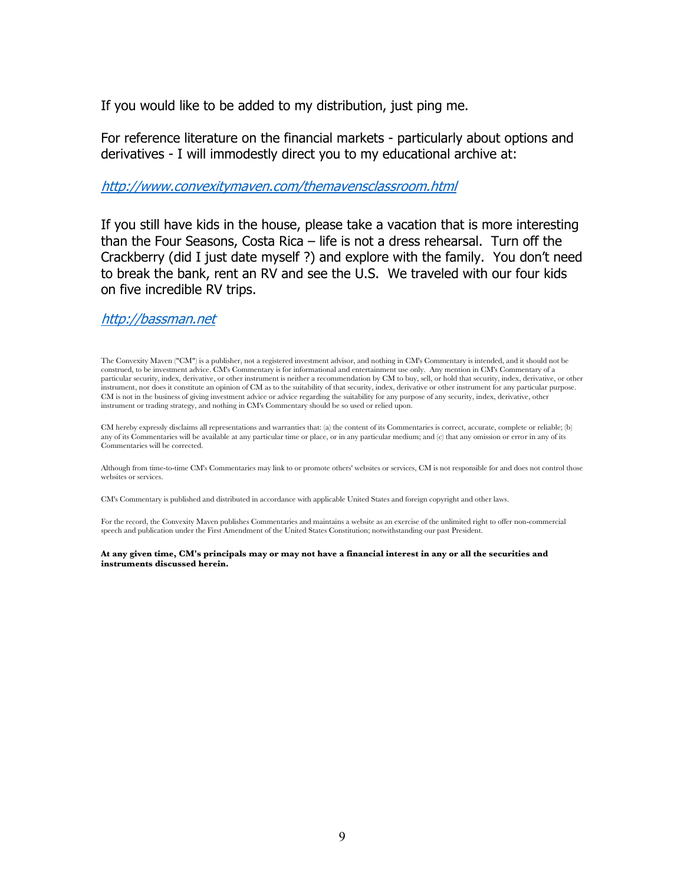If you would like to be added to my distribution, just ping me.

For reference literature on the financial markets - particularly about options and derivatives - I will immodestly direct you to my educational archive at:

*http://www.convexitymaven.com/themavensclassroom.html*

If you still have kids in the house, please take a vacation that is more interesting than the Four Seasons, Costa Rica – life is not a dress rehearsal. Turn off the Crackberry (did I just date myself ?) and explore with the family. You don't need to break the bank, rent an RV and see the U.S. We traveled with our four kids on five incredible RV trips.

*http://bassman.net*

The Convexity Maven ("CM") is a publisher, not a registered investment advisor, and nothing in CM's Commentary is intended, and it should not be construed, to be investment advice. CM's Commentary is for informational and entertainment use only. Any mention in CM's Commentary of a particular security, index, derivative, or other instrument is neither a recommendation by CM to buy, sell, or hold that security, index, derivative, or other instrument, nor does it constitute an opinion of CM as to the suitability of that security, index, derivative or other instrument for any particular purpose. CM is not in the business of giving investment advice or advice regarding the suitability for any purpose of any security, index, derivative, other instrument or trading strategy, and nothing in CM's Commentary should be so used or relied upon.

CM hereby expressly disclaims all representations and warranties that: (a) the content of its Commentaries is correct, accurate, complete or reliable; (b) any of its Commentaries will be available at any particular time or place, or in any particular medium; and (c) that any omission or error in any of its Commentaries will be corrected.

Although from time-to-time CM's Commentaries may link to or promote others' websites or services, CM is not responsible for and does not control those websites or services.

CM's Commentary is published and distributed in accordance with applicable United States and foreign copyright and other laws.

For the record, the Convexity Maven publishes Commentaries and maintains a website as an exercise of the unlimited right to offer non-commercial speech and publication under the First Amendment of the United States Constitution; notwithstanding our past President.

**At any given time, CM's principals may or may not have a financial interest in any or all the securities and instruments discussed herein.**